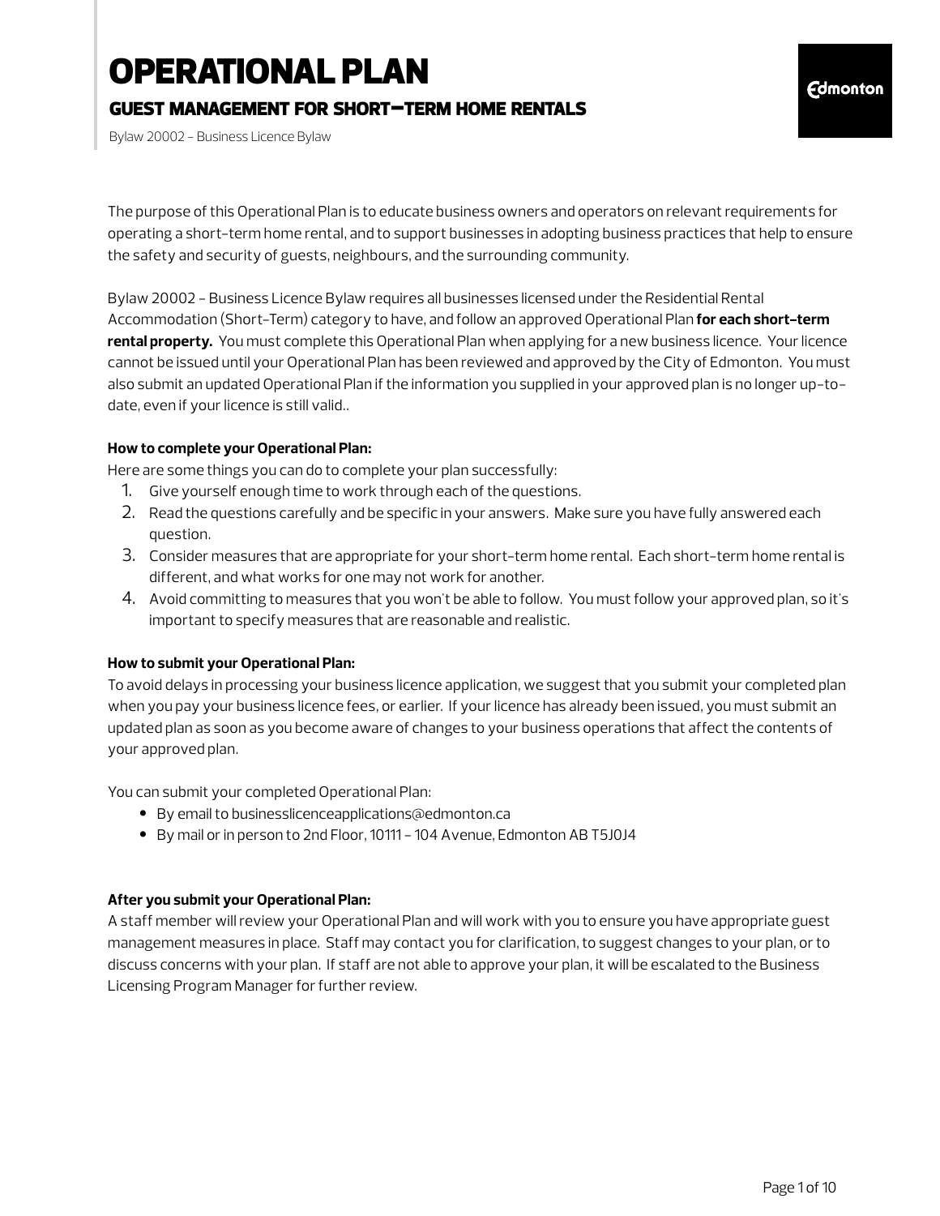# OPERATIONAL PLAN

## GUEST MANAGEMENT FOR SHORT-TERM HOME RENTALS

Bylaw 20002 - Business Licence Bylaw

The purpose of this Operational Plan is to educate business owners and operators on relevant requirements for operating a short-term home rental, and to support businesses in adopting business practices that help to ensure the safety and security of guests, neighbours, and the surrounding community.

Bylaw 20002 - Business Licence Bylaw requires all businesses licensed under the Residential Rental Accommodation (Short-Term) category to have, and follow an approved Operational Plan **for each short-term rental property.** You must complete this Operational Plan when applying for a new business licence. Your licence cannot be issued until your Operational Plan has been reviewed and approved by the City of Edmonton. You must also submit an updated Operational Plan if the information you supplied in your approved plan is no longer up-to-date, even if your licence is still valid..

**How to complete your Operational Plan:**

Here are some things you can do to complete your plan successfully:

1. Give yourself enough time to work through each of the questions.
2. Read the questions carefully and be specific in your answers. Make sure you have fully answered each question.
3. Consider measures that are appropriate for your short-term home rental. Each short-term home rental is different, and what works for one may not work for another.
4. Avoid committing to measures that you won't be able to follow. You must follow your approved plan, so it's important to specify measures that are reasonable and realistic.

**How to submit your Operational Plan:**

To avoid delays in processing your business licence application, we suggest that you submit your completed plan when you pay your business licence fees, or earlier. If your licence has already been issued, you must submit an updated plan as soon as you become aware of changes to your business operations that affect the contents of your approved plan.

You can submit your completed Operational Plan:

- By email to businesslicenceapplications@edmonton.ca
- By mail or in person to 2nd Floor, 10111 - 104 Avenue, Edmonton AB T5J0J4

**After you submit your Operational Plan:**

A staff member will review your Operational Plan and will work with you to ensure you have appropriate guest management measures in place. Staff may contact you for clarification, to suggest changes to your plan, or to discuss concerns with your plan. If staff are not able to approve your plan, it will be escalated to the Business Licensing Program Manager for further review.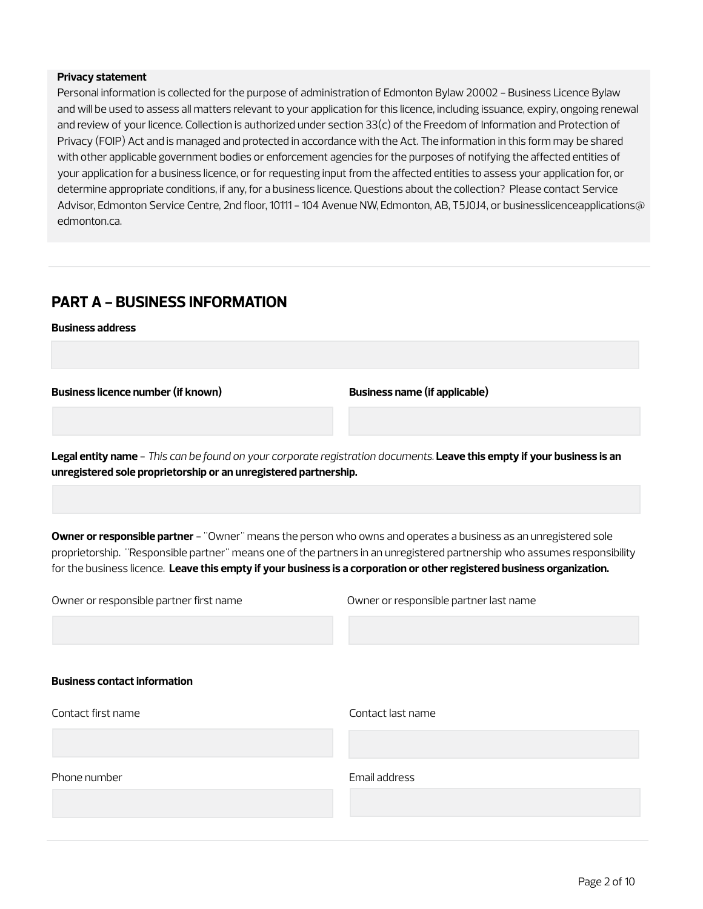**Privacy statement**

Personal information is collected for the purpose of administration of Edmonton Bylaw 20002 – Business Licence Bylaw and will be used to assess all matters relevant to your application for this licence, including issuance, expiry, ongoing renewal and review of your licence. Collection is authorized under section 33(c) of the Freedom of Information and Protection of Privacy (FOIP) Act and is managed and protected in accordance with the Act. The information in this form may be shared with other applicable government bodies or enforcement agencies for the purposes of notifying the affected entities of your application for a business licence, or for requesting input from the affected entities to assess your application for, or determine appropriate conditions, if any, for a business licence. Questions about the collection? Please contact Service Advisor, Edmonton Service Centre, 2nd floor, 10111 – 104 Avenue NW, Edmonton, AB, T5J0J4, or businesslicenceapplications@edmonton.ca.

## PART A – BUSINESS INFORMATION

**Business address**

**Business licence number (if known)**

**Business name (if applicable)**

**Legal entity name** – *This can be found on your corporate registration documents.* **Leave this empty if your business is an unregistered sole proprietorship or an unregistered partnership.**

**Owner or responsible partner** – "Owner" means the person who owns and operates a business as an unregistered sole proprietorship. "Responsible partner" means one of the partners in an unregistered partnership who assumes responsibility for the business licence. **Leave this empty if your business is a corporation or other registered business organization.**

Owner or responsible partner first name

Owner or responsible partner last name

**Business contact information**

Contact first name

Contact last name

Phone number

Email address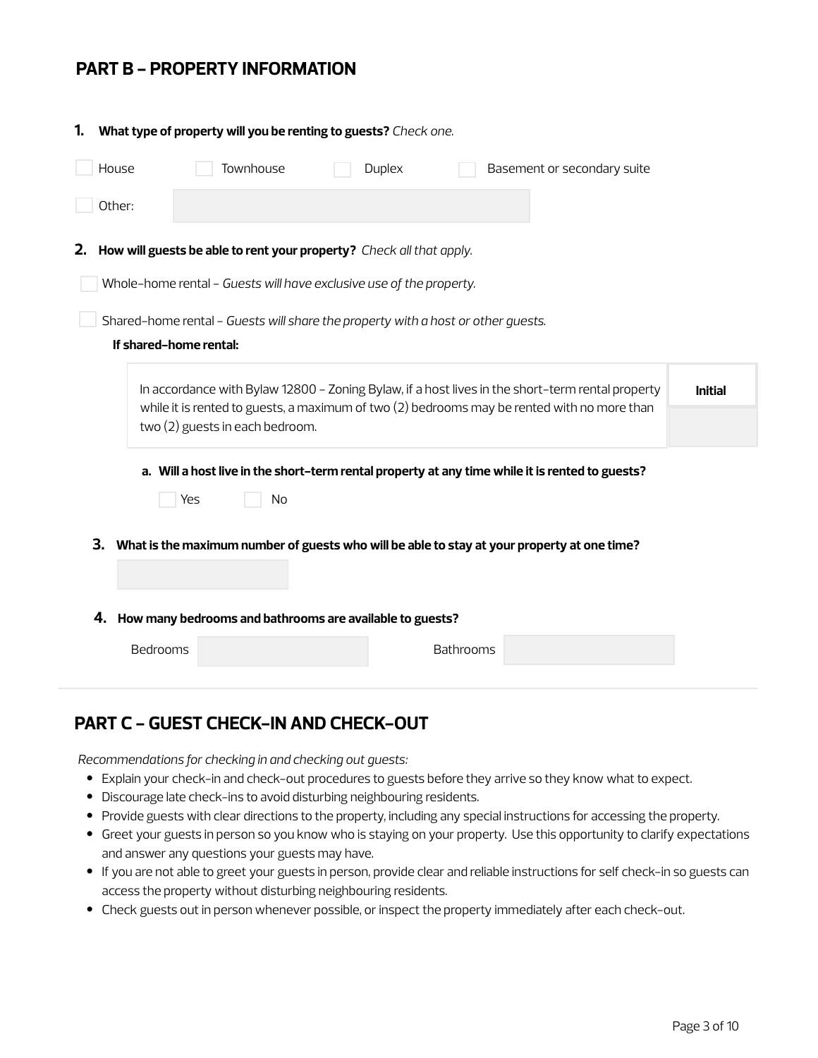## PART B – PROPERTY INFORMATION

**1. What type of property will you be renting to guests?** *Check one.*

- [ ] House
- [ ] Townhouse
- [ ] Duplex
- [ ] Basement or secondary suite
- [ ] Other: 

**2. How will guests be able to rent your property?** *Check all that apply.*

- [ ] Whole-home rental - *Guests will have exclusive use of the property.*
- [ ] Shared-home rental - *Guests will share the property with a host or other guests.*

**If shared-home rental:**

| In accordance with Bylaw 12800 - Zoning Bylaw, if a host lives in the short-term rental property while it is rented to guests, a maximum of two (2) bedrooms may be rented with no more than two (2) guests in each bedroom. | **Initial** |
| --- | --- |
| | |

**a. Will a host live in the short-term rental property at any time while it is rented to guests?**

- [ ] Yes
- [ ] No

**3. What is the maximum number of guests who will be able to stay at your property at one time?**

**4. How many bedrooms and bathrooms are available to guests?**

Bedrooms: 

Bathrooms: 

## PART C – GUEST CHECK-IN AND CHECK-OUT

*Recommendations for checking in and checking out guests:*

- Explain your check-in and check-out procedures to guests before they arrive so they know what to expect.
- Discourage late check-ins to avoid disturbing neighbouring residents.
- Provide guests with clear directions to the property, including any special instructions for accessing the property.
- Greet your guests in person so you know who is staying on your property. Use this opportunity to clarify expectations and answer any questions your guests may have.
- If you are not able to greet your guests in person, provide clear and reliable instructions for self check-in so guests can access the property without disturbing neighbouring residents.
- Check guests out in person whenever possible, or inspect the property immediately after each check-out.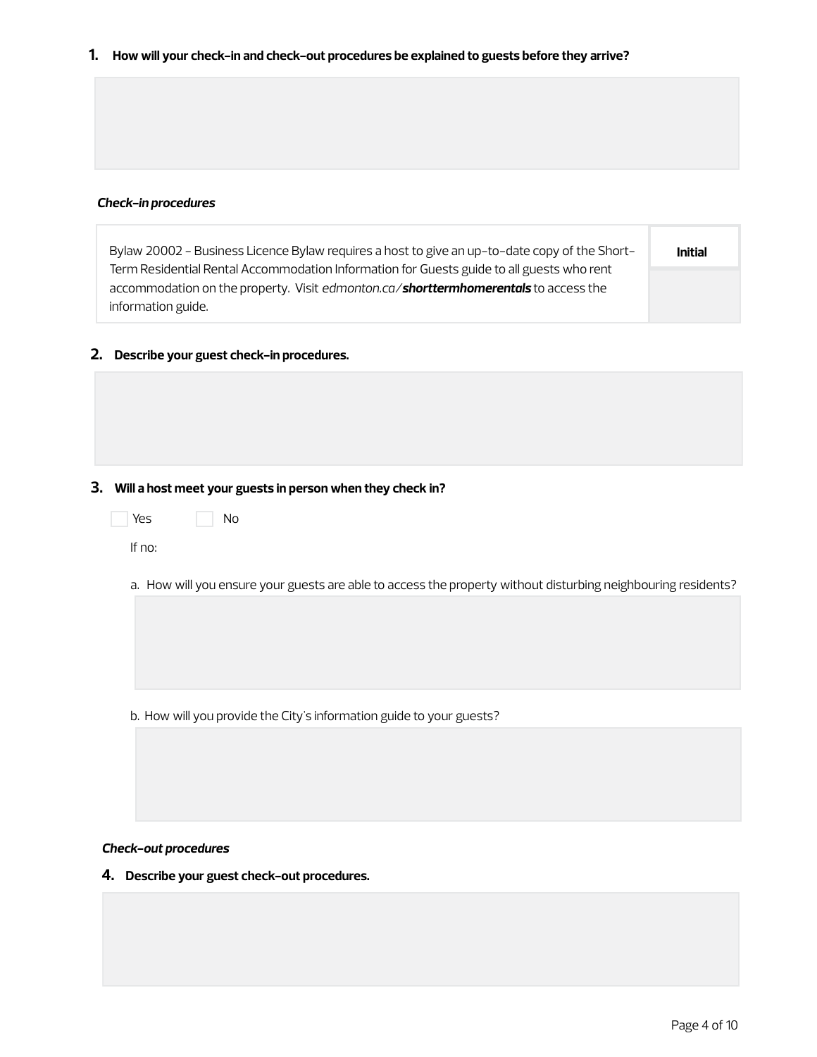**1. How will your check-in and check-out procedures be explained to guests before they arrive?**

*Check-in procedures*

| Bylaw 20002 - Business Licence Bylaw requires a host to give an up-to-date copy of the Short-Term Residential Rental Accommodation Information for Guests guide to all guests who rent accommodation on the property. Visit *edmonton.ca/**shorttermhomerentals*** to access the information guide. | **Initial** |
| --- | --- |
| | |

**2. Describe your guest check-in procedures.**

**3. Will a host meet your guests in person when they check in?**

- [ ] Yes
- [ ] No

If no:

a. How will you ensure your guests are able to access the property without disturbing neighbouring residents?

b. How will you provide the City's information guide to your guests?

*Check-out procedures*

**4. Describe your guest check-out procedures.**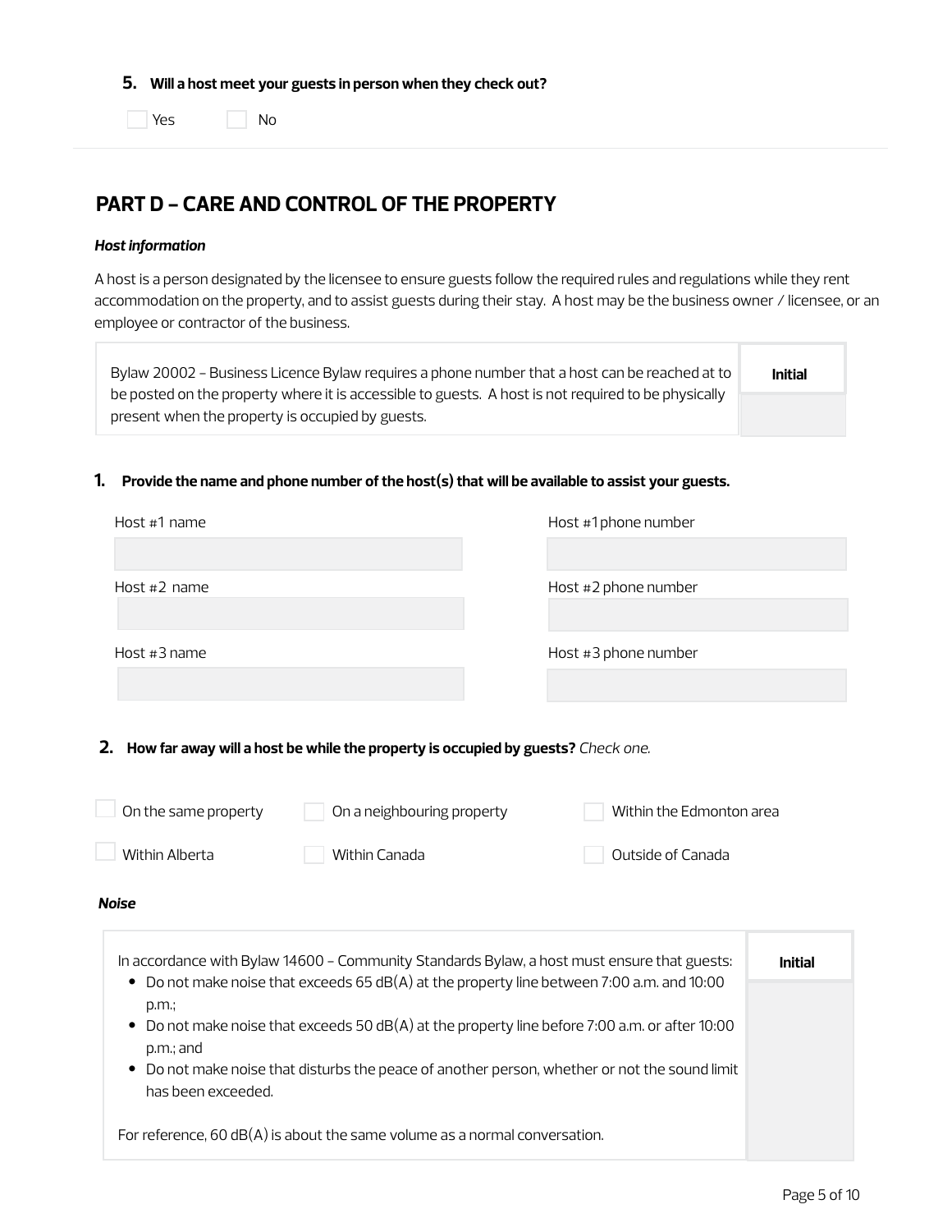**5. Will a host meet your guests in person when they check out?**

☐ Yes ☐ No

## PART D – CARE AND CONTROL OF THE PROPERTY

***Host information***

A host is a person designated by the licensee to ensure guests follow the required rules and regulations while they rent accommodation on the property, and to assist guests during their stay. A host may be the business owner / licensee, or an employee or contractor of the business.

| | **Initial** |
|---|---|
| Bylaw 20002 – Business Licence Bylaw requires a phone number that a host can be reached at to be posted on the property where it is accessible to guests. A host is not required to be physically present when the property is occupied by guests. | |

**1. Provide the name and phone number of the host(s) that will be available to assist your guests.**

| Host #1 name | Host #1 phone number |
|---|---|
| | |

| Host #2 name | Host #2 phone number |
|---|---|
| | |

| Host #3 name | Host #3 phone number |
|---|---|
| | |

**2. How far away will a host be while the property is occupied by guests?** *Check one.*

☐ On the same property ☐ On a neighbouring property ☐ Within the Edmonton area

☐ Within Alberta ☐ Within Canada ☐ Outside of Canada

***Noise***

| | **Initial** |
|---|---|
| In accordance with Bylaw 14600 – Community Standards Bylaw, a host must ensure that guests:<br>• Do not make noise that exceeds 65 dB(A) at the property line between 7:00 a.m. and 10:00 p.m.;<br>• Do not make noise that exceeds 50 dB(A) at the property line before 7:00 a.m. or after 10:00 p.m.; and<br>• Do not make noise that disturbs the peace of another person, whether or not the sound limit has been exceeded.<br><br>For reference, 60 dB(A) is about the same volume as a normal conversation. | |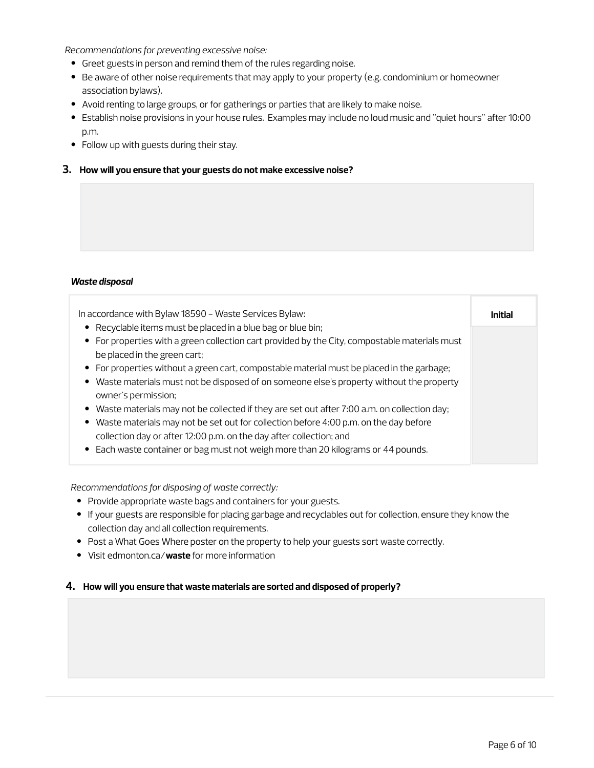*Recommendations for preventing excessive noise:*

- Greet guests in person and remind them of the rules regarding noise.
- Be aware of other noise requirements that may apply to your property (e.g. condominium or homeowner association bylaws).
- Avoid renting to large groups, or for gatherings or parties that are likely to make noise.
- Establish noise provisions in your house rules. Examples may include no loud music and "quiet hours" after 10:00 p.m.
- Follow up with guests during their stay.

**3. How will you ensure that your guests do not make excessive noise?**

***Waste disposal***

| In accordance with Bylaw 18590 – Waste Services Bylaw: | **Initial** |
|---|---|
| • Recyclable items must be placed in a blue bag or blue bin;<br>• For properties with a green collection cart provided by the City, compostable materials must be placed in the green cart;<br>• For properties without a green cart, compostable material must be placed in the garbage;<br>• Waste materials must not be disposed of on someone else's property without the property owner's permission;<br>• Waste materials may not be collected if they are set out after 7:00 a.m. on collection day;<br>• Waste materials may not be set out for collection before 4:00 p.m. on the day before collection day or after 12:00 p.m. on the day after collection; and<br>• Each waste container or bag must not weigh more than 20 kilograms or 44 pounds. | |

*Recommendations for disposing of waste correctly:*

- Provide appropriate waste bags and containers for your guests.
- If your guests are responsible for placing garbage and recyclables out for collection, ensure they know the collection day and all collection requirements.
- Post a What Goes Where poster on the property to help your guests sort waste correctly.
- Visit edmonton.ca/**waste** for more information

**4. How will you ensure that waste materials are sorted and disposed of properly?**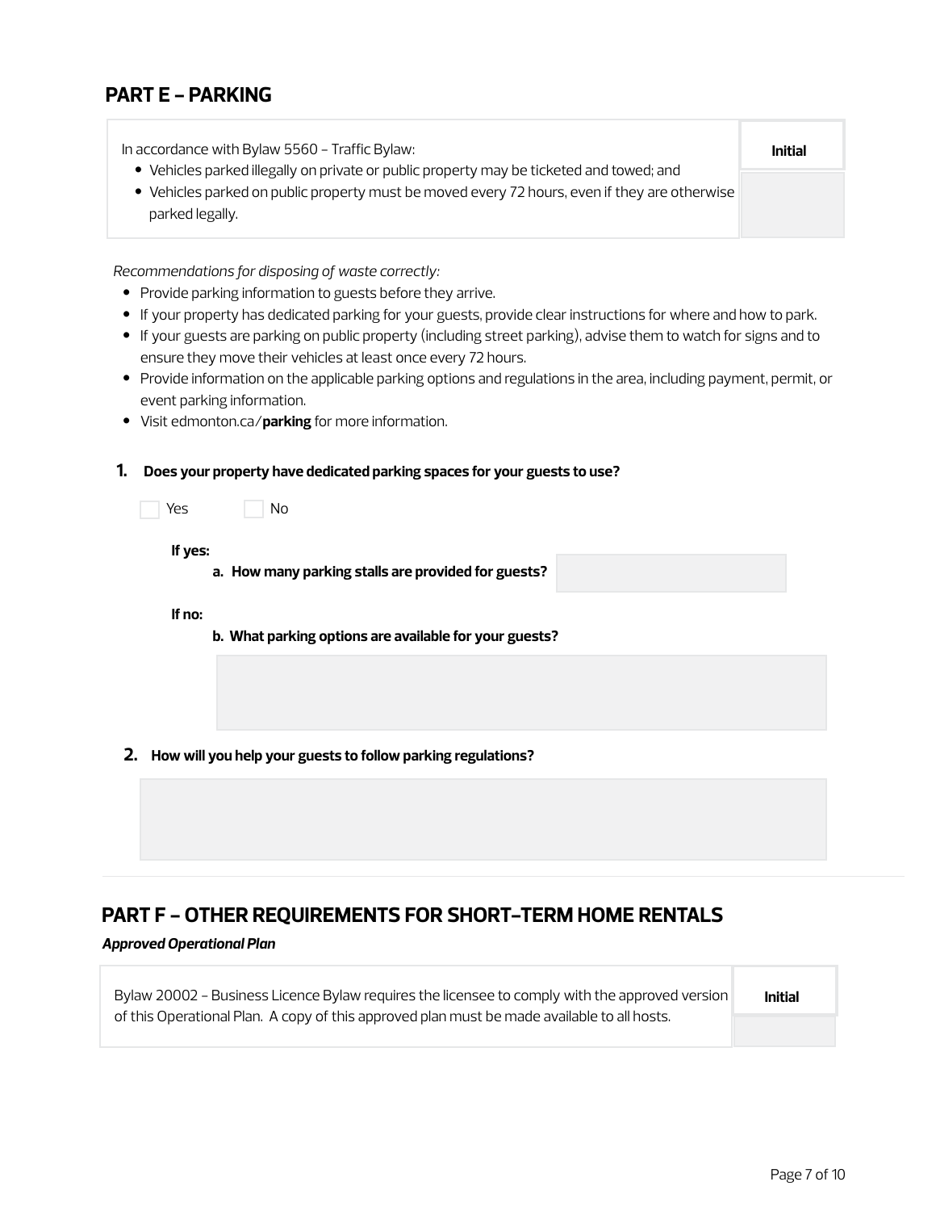## PART E – PARKING

| In accordance with Bylaw 5560 – Traffic Bylaw:<br>• Vehicles parked illegally on private or public property may be ticketed and towed; and<br>• Vehicles parked on public property must be moved every 72 hours, even if they are otherwise parked legally. | **Initial** |
|---|---|
| | |

*Recommendations for disposing of waste correctly:*

- Provide parking information to guests before they arrive.
- If your property has dedicated parking for your guests, provide clear instructions for where and how to park.
- If your guests are parking on public property (including street parking), advise them to watch for signs and to ensure they move their vehicles at least once every 72 hours.
- Provide information on the applicable parking options and regulations in the area, including payment, permit, or event parking information.
- Visit edmonton.ca/**parking** for more information.

**1. Does your property have dedicated parking spaces for your guests to use?**

☐ Yes ☐ No

**If yes:**

**a. How many parking stalls are provided for guests?** \_\_\_\_\_\_\_\_

**If no:**

**b. What parking options are available for your guests?**

\_\_\_\_\_\_\_\_

**2. How will you help your guests to follow parking regulations?**

\_\_\_\_\_\_\_\_

## PART F – OTHER REQUIREMENTS FOR SHORT-TERM HOME RENTALS

***Approved Operational Plan***

| Bylaw 20002 – Business Licence Bylaw requires the licensee to comply with the approved version of this Operational Plan. A copy of this approved plan must be made available to all hosts. | **Initial** |
|---|---|
| | |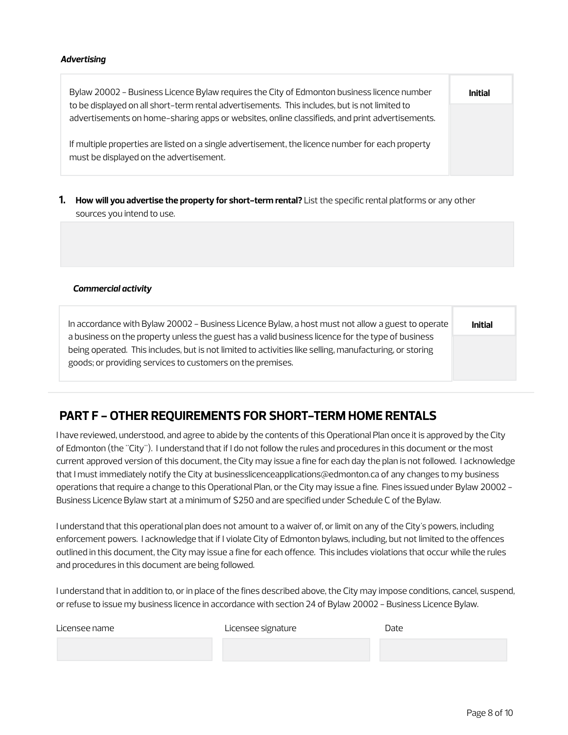***Advertising***

| Bylaw 20002 – Business Licence Bylaw requires the City of Edmonton business licence number to be displayed on all short-term rental advertisements. This includes, but is not limited to advertisements on home-sharing apps or websites, online classifieds, and print advertisements.<br><br>If multiple properties are listed on a single advertisement, the licence number for each property must be displayed on the advertisement. | **Initial** |
|---|---|
| | |

1. **How will you advertise the property for short-term rental?** List the specific rental platforms or any other sources you intend to use.

***Commercial activity***

| In accordance with Bylaw 20002 – Business Licence Bylaw, a host must not allow a guest to operate a business on the property unless the guest has a valid business licence for the type of business being operated. This includes, but is not limited to activities like selling, manufacturing, or storing goods; or providing services to customers on the premises. | **Initial** |
|---|---|
| | |

## PART F – OTHER REQUIREMENTS FOR SHORT-TERM HOME RENTALS

I have reviewed, understood, and agree to abide by the contents of this Operational Plan once it is approved by the City of Edmonton (the "City"). I understand that if I do not follow the rules and procedures in this document or the most current approved version of this document, the City may issue a fine for each day the plan is not followed. I acknowledge that I must immediately notify the City at businesslicenceapplications@edmonton.ca of any changes to my business operations that require a change to this Operational Plan, or the City may issue a fine. Fines issued under Bylaw 20002 – Business Licence Bylaw start at a minimum of $250 and are specified under Schedule C of the Bylaw.

I understand that this operational plan does not amount to a waiver of, or limit on any of the City's powers, including enforcement powers. I acknowledge that if I violate City of Edmonton bylaws, including, but not limited to the offences outlined in this document, the City may issue a fine for each offence. This includes violations that occur while the rules and procedures in this document are being followed.

I understand that in addition to, or in place of the fines described above, the City may impose conditions, cancel, suspend, or refuse to issue my business licence in accordance with section 24 of Bylaw 20002 – Business Licence Bylaw.

| Licensee name | Licensee signature | Date |
|---|---|---|
| | | |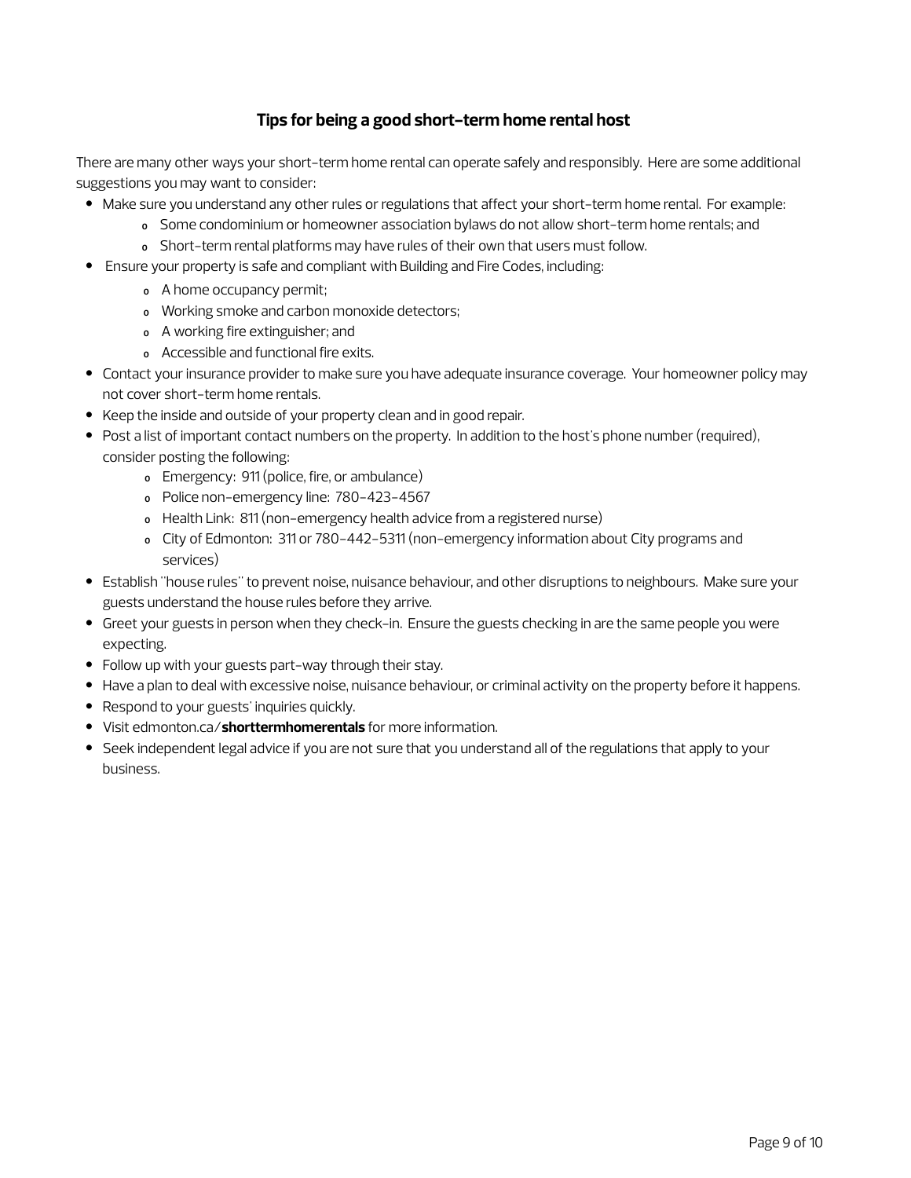## Tips for being a good short-term home rental host

There are many other ways your short-term home rental can operate safely and responsibly. Here are some additional suggestions you may want to consider:

- Make sure you understand any other rules or regulations that affect your short-term home rental. For example:
  - Some condominium or homeowner association bylaws do not allow short-term home rentals; and
  - Short-term rental platforms may have rules of their own that users must follow.
- Ensure your property is safe and compliant with Building and Fire Codes, including:
  - A home occupancy permit;
  - Working smoke and carbon monoxide detectors;
  - A working fire extinguisher; and
  - Accessible and functional fire exits.
- Contact your insurance provider to make sure you have adequate insurance coverage. Your homeowner policy may not cover short-term home rentals.
- Keep the inside and outside of your property clean and in good repair.
- Post a list of important contact numbers on the property. In addition to the host's phone number (required), consider posting the following:
  - Emergency: 911 (police, fire, or ambulance)
  - Police non-emergency line: 780-423-4567
  - Health Link: 811 (non-emergency health advice from a registered nurse)
  - City of Edmonton: 311 or 780-442-5311 (non-emergency information about City programs and services)
- Establish "house rules" to prevent noise, nuisance behaviour, and other disruptions to neighbours. Make sure your guests understand the house rules before they arrive.
- Greet your guests in person when they check-in. Ensure the guests checking in are the same people you were expecting.
- Follow up with your guests part-way through their stay.
- Have a plan to deal with excessive noise, nuisance behaviour, or criminal activity on the property before it happens.
- Respond to your guests' inquiries quickly.
- Visit edmonton.ca/**shorttermhomerentals** for more information.
- Seek independent legal advice if you are not sure that you understand all of the regulations that apply to your business.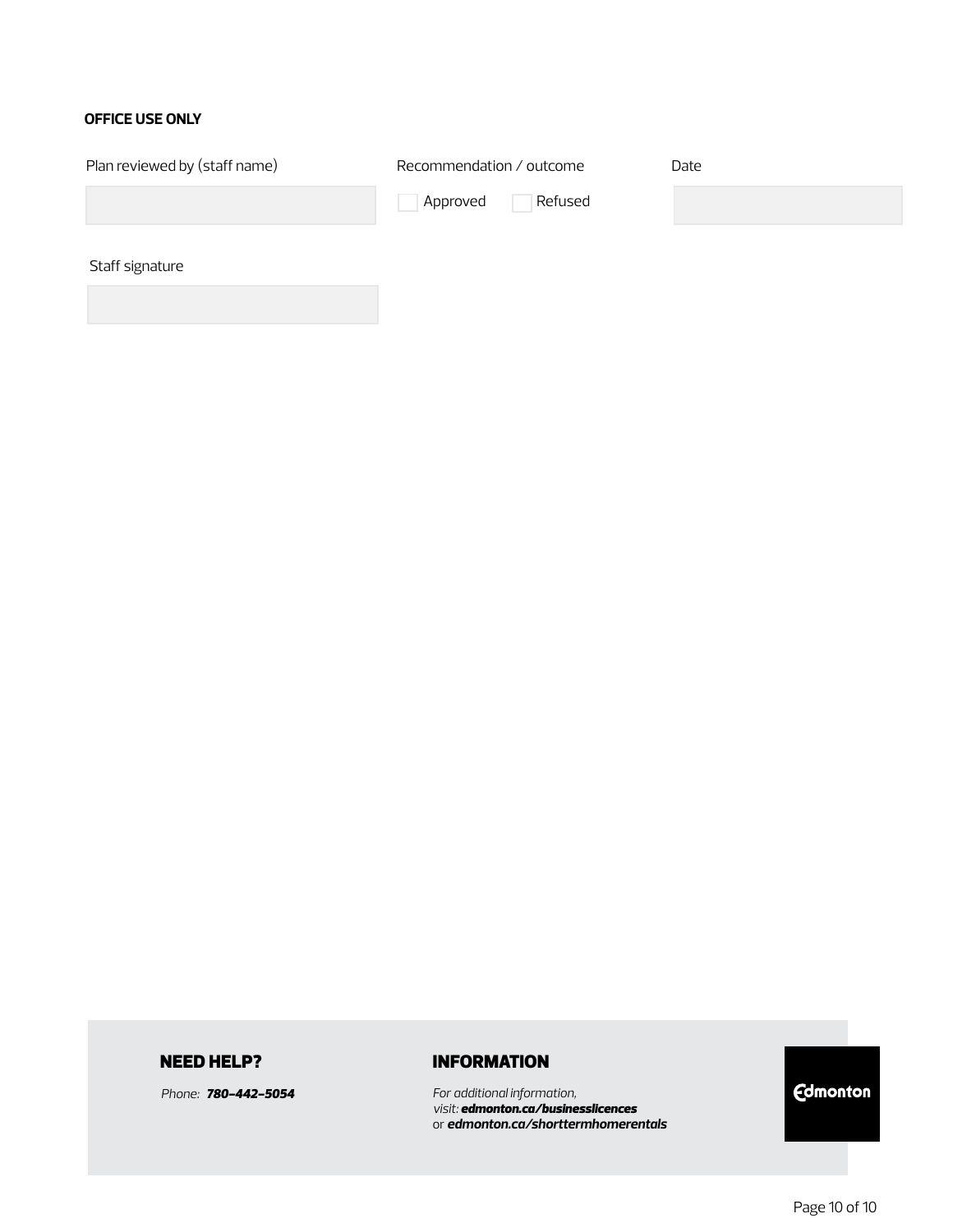**OFFICE USE ONLY**

Plan reviewed by (staff name)

Recommendation / outcome

☐ Approved ☐ Refused

Date

Staff signature

## NEED HELP?

*Phone:* ***780-442-5054***

## INFORMATION

*For additional information,*
*visit:* ***edmonton.ca/businesslicences***
or ***edmonton.ca/shorttermhomerentals***

Edmonton